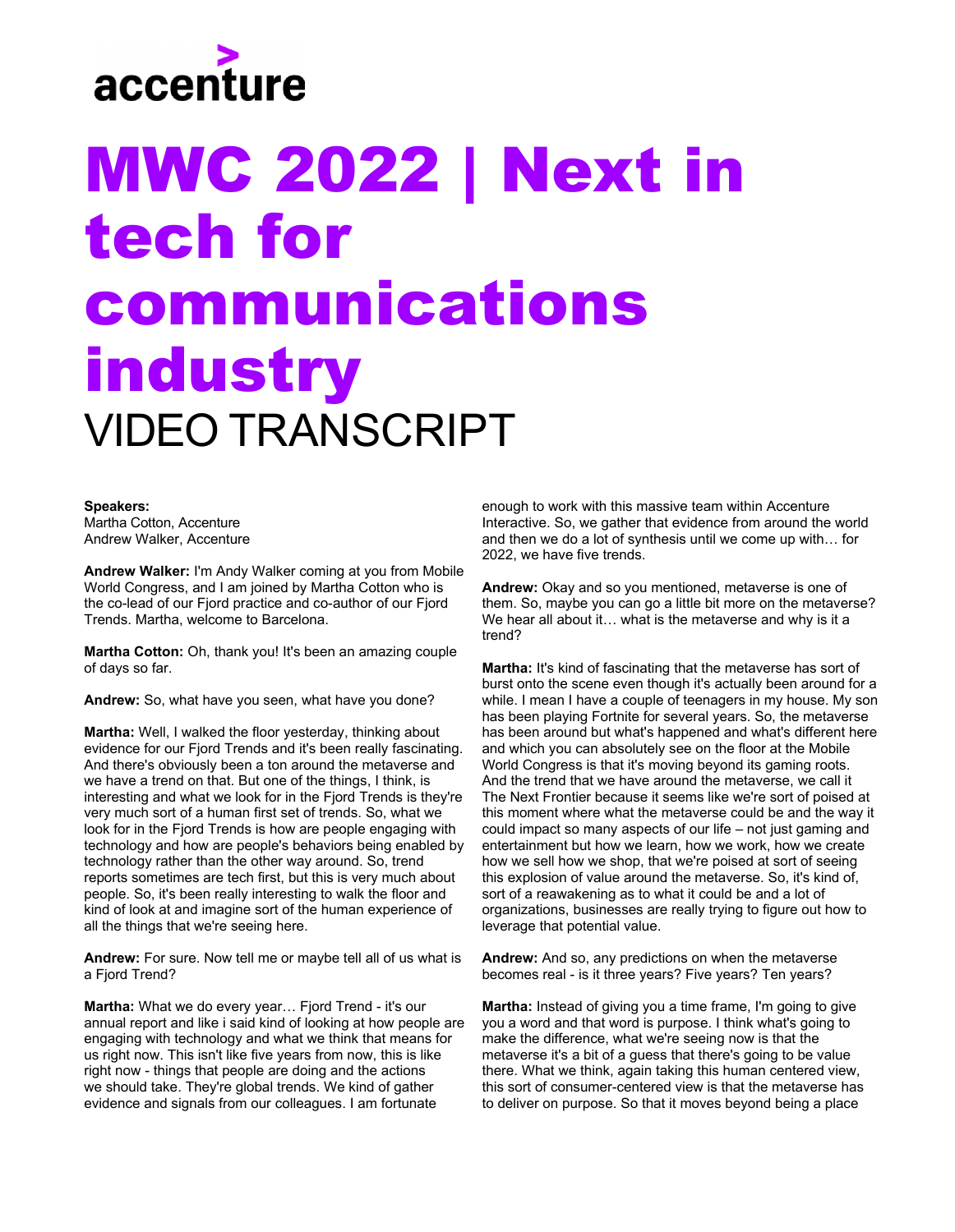accenture

# MWC 2022 | Next in tech for communications industry

VIDEO TRANSCRIPT

**Speakers:**
Martha Cotton, Accenture
Andrew Walker, Accenture

**Andrew Walker:** I'm Andy Walker coming at you from Mobile World Congress, and I am joined by Martha Cotton who is the co-lead of our Fjord practice and co-author of our Fjord Trends. Martha, welcome to Barcelona.

**Martha Cotton:** Oh, thank you! It's been an amazing couple of days so far.

**Andrew:** So, what have you seen, what have you done?

**Martha:** Well, I walked the floor yesterday, thinking about evidence for our Fjord Trends and it's been really fascinating. And there's obviously been a ton around the metaverse and we have a trend on that. But one of the things, I think, is interesting and what we look for in the Fjord Trends is they're very much sort of a human first set of trends. So, what we look for in the Fjord Trends is how are people engaging with technology and how are people's behaviors being enabled by technology rather than the other way around. So, trend reports sometimes are tech first, but this is very much about people. So, it's been really interesting to walk the floor and kind of look at and imagine sort of the human experience of all the things that we're seeing here.

**Andrew:** For sure. Now tell me or maybe tell all of us what is a Fjord Trend?

**Martha:** What we do every year… Fjord Trend - it's our annual report and like i said kind of looking at how people are engaging with technology and what we think that means for us right now. This isn't like five years from now, this is like right now - things that people are doing and the actions we should take. They're global trends. We kind of gather evidence and signals from our colleagues. I am fortunate enough to work with this massive team within Accenture Interactive. So, we gather that evidence from around the world and then we do a lot of synthesis until we come up with… for 2022, we have five trends.

**Andrew:** Okay and so you mentioned, metaverse is one of them. So, maybe you can go a little bit more on the metaverse? We hear all about it… what is the metaverse and why is it a trend?

**Martha:** It's kind of fascinating that the metaverse has sort of burst onto the scene even though it's actually been around for a while. I mean I have a couple of teenagers in my house. My son has been playing Fortnite for several years. So, the metaverse has been around but what's happened and what's different here and which you can absolutely see on the floor at the Mobile World Congress is that it's moving beyond its gaming roots. And the trend that we have around the metaverse, we call it The Next Frontier because it seems like we're sort of poised at this moment where what the metaverse could be and the way it could impact so many aspects of our life – not just gaming and entertainment but how we learn, how we work, how we create how we sell how we shop, that we're poised at sort of seeing this explosion of value around the metaverse. So, it's kind of, sort of a reawakening as to what it could be and a lot of organizations, businesses are really trying to figure out how to leverage that potential value.

**Andrew:** And so, any predictions on when the metaverse becomes real - is it three years? Five years? Ten years?

**Martha:** Instead of giving you a time frame, I'm going to give you a word and that word is purpose. I think what's going to make the difference, what we're seeing now is that the metaverse it's a bit of a guess that there's going to be value there. What we think, again taking this human centered view, this sort of consumer-centered view is that the metaverse has to deliver on purpose. So that it moves beyond being a place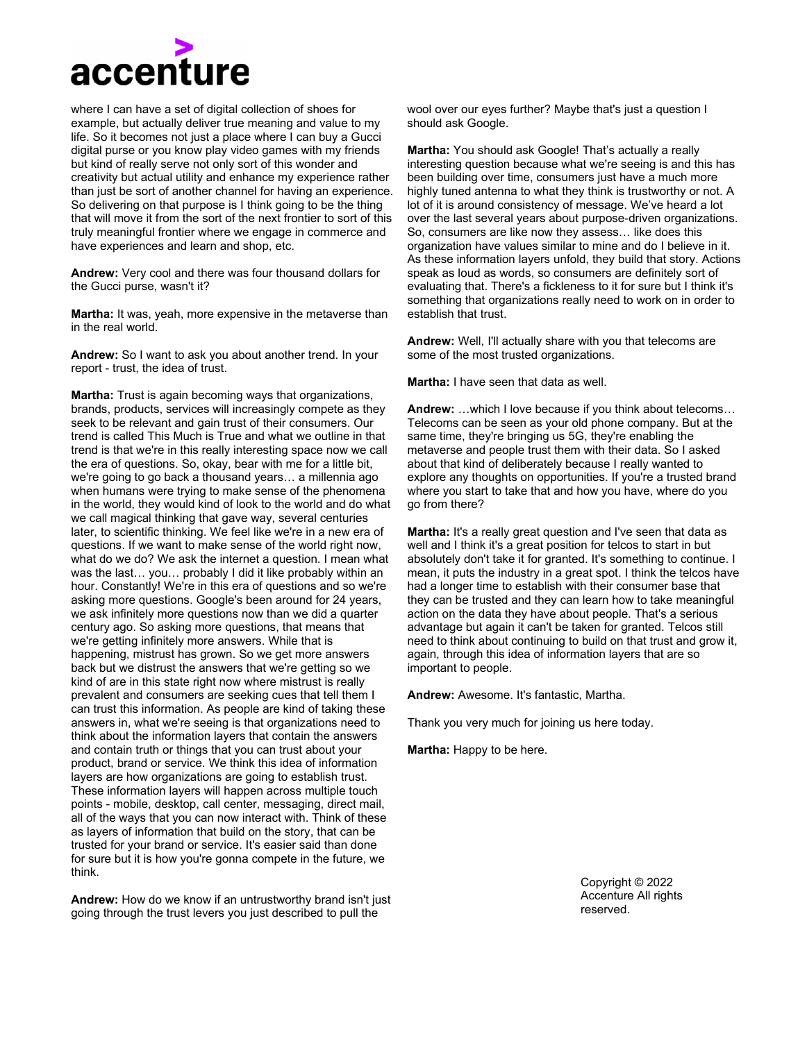where I can have a set of digital collection of shoes for example, but actually deliver true meaning and value to my life. So it becomes not just a place where I can buy a Gucci digital purse or you know play video games with my friends but kind of really serve not only sort of this wonder and creativity but actual utility and enhance my experience rather than just be sort of another channel for having an experience. So delivering on that purpose is I think going to be the thing that will move it from the sort of the next frontier to sort of this truly meaningful frontier where we engage in commerce and have experiences and learn and shop, etc.

**Andrew:** Very cool and there was four thousand dollars for the Gucci purse, wasn't it?

**Martha:** It was, yeah, more expensive in the metaverse than in the real world.

**Andrew:** So I want to ask you about another trend. In your report - trust, the idea of trust.

**Martha:** Trust is again becoming ways that organizations, brands, products, services will increasingly compete as they seek to be relevant and gain trust of their consumers. Our trend is called This Much is True and what we outline in that trend is that we're in this really interesting space now we call the era of questions. So, okay, bear with me for a little bit, we're going to go back a thousand years… a millennia ago when humans were trying to make sense of the phenomena in the world, they would kind of look to the world and do what we call magical thinking that gave way, several centuries later, to scientific thinking. We feel like we're in a new era of questions. If we want to make sense of the world right now, what do we do? We ask the internet a question. I mean what was the last… you… probably I did it like probably within an hour. Constantly! We're in this era of questions and so we're asking more questions. Google's been around for 24 years, we ask infinitely more questions now than we did a quarter century ago. So asking more questions, that means that we're getting infinitely more answers. While that is happening, mistrust has grown. So we get more answers back but we distrust the answers that we're getting so we kind of are in this state right now where mistrust is really prevalent and consumers are seeking cues that tell them I can trust this information. As people are kind of taking these answers in, what we're seeing is that organizations need to think about the information layers that contain the answers and contain truth or things that you can trust about your product, brand or service. We think this idea of information layers are how organizations are going to establish trust. These information layers will happen across multiple touch points - mobile, desktop, call center, messaging, direct mail, all of the ways that you can now interact with. Think of these as layers of information that build on the story, that can be trusted for your brand or service. It's easier said than done for sure but it is how you're gonna compete in the future, we think.

**Andrew:** How do we know if an untrustworthy brand isn't just going through the trust levers you just described to pull the wool over our eyes further? Maybe that's just a question I should ask Google.

**Martha:** You should ask Google! That's actually a really interesting question because what we're seeing is and this has been building over time, consumers just have a much more highly tuned antenna to what they think is trustworthy or not. A lot of it is around consistency of message. We've heard a lot over the last several years about purpose-driven organizations. So, consumers are like now they assess… like does this organization have values similar to mine and do I believe in it. As these information layers unfold, they build that story. Actions speak as loud as words, so consumers are definitely sort of evaluating that. There's a fickleness to it for sure but I think it's something that organizations really need to work on in order to establish that trust.

**Andrew:** Well, I'll actually share with you that telecoms are some of the most trusted organizations.

**Martha:** I have seen that data as well.

**Andrew:** …which I love because if you think about telecoms… Telecoms can be seen as your old phone company. But at the same time, they're bringing us 5G, they're enabling the metaverse and people trust them with their data. So I asked about that kind of deliberately because I really wanted to explore any thoughts on opportunities. If you're a trusted brand where you start to take that and how you have, where do you go from there?

**Martha:** It's a really great question and I've seen that data as well and I think it's a great position for telcos to start in but absolutely don't take it for granted. It's something to continue. I mean, it puts the industry in a great spot. I think the telcos have had a longer time to establish with their consumer base that they can be trusted and they can learn how to take meaningful action on the data they have about people. That's a serious advantage but again it can't be taken for granted. Telcos still need to think about continuing to build on that trust and grow it, again, through this idea of information layers that are so important to people.

**Andrew:** Awesome. It's fantastic, Martha.

Thank you very much for joining us here today.

**Martha:** Happy to be here.

Copyright © 2022 Accenture All rights reserved.